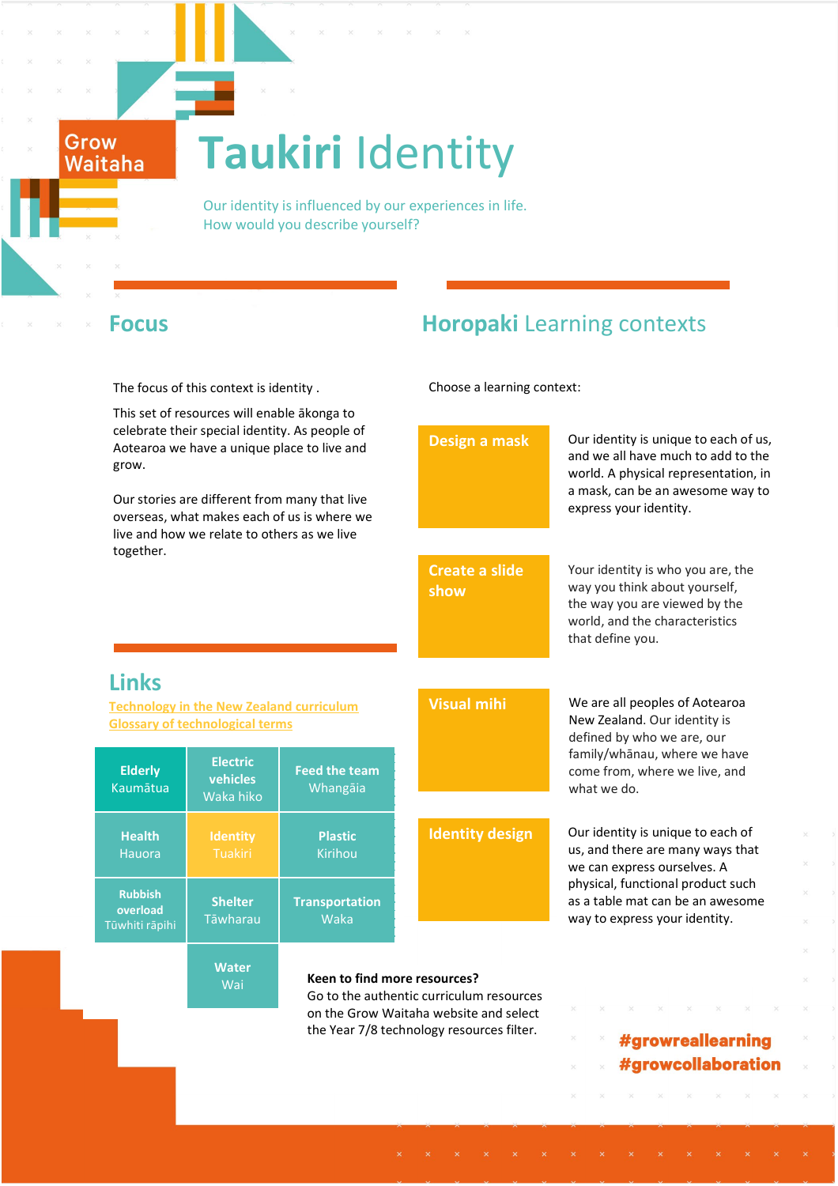Grow Waitaha

# Taukiri Identity

Our identity is influenced by our experiences in life.
How would you describe yourself?

## Focus

The focus of this context is identity .

This set of resources will enable ākonga to celebrate their special identity. As people of Aotearoa we have a unique place to live and grow.

Our stories are different from many that live overseas, what makes each of us is where we live and how we relate to others as we live together.

## Links

Technology in the New Zealand curriculum
Glossary of technological terms

| | | |
|---|---|---|
| **Elderly** Kaumātua | **Electric vehicles** Waka hiko | **Feed the team** Whangāia |
| **Health** Hauora | **Identity** Tuakiri | **Plastic** Kirihou |
| **Rubbish overload** Tūwhiti rāpihi | **Shelter** Tāwharau | **Transportation** Waka |
| | **Water** Wai | |

## Horopaki Learning contexts

Choose a learning context:

**Design a mask**
Our identity is unique to each of us, and we all have much to add to the world. A physical representation, in a mask, can be an awesome way to express your identity.

**Create a slide show**
Your identity is who you are, the way you think about yourself, the way you are viewed by the world, and the characteristics that define you.

**Visual mihi**
We are all peoples of Aotearoa New Zealand. Our identity is defined by who we are, our family/whānau, where we have come from, where we live, and what we do.

**Identity design**
Our identity is unique to each of us, and there are many ways that we can express ourselves. A physical, functional product such as a table mat can be an awesome way to express your identity.

**Keen to find more resources?**
Go to the authentic curriculum resources on the Grow Waitaha website and select the Year 7/8 technology resources filter.

#growreallearning
#growcollaboration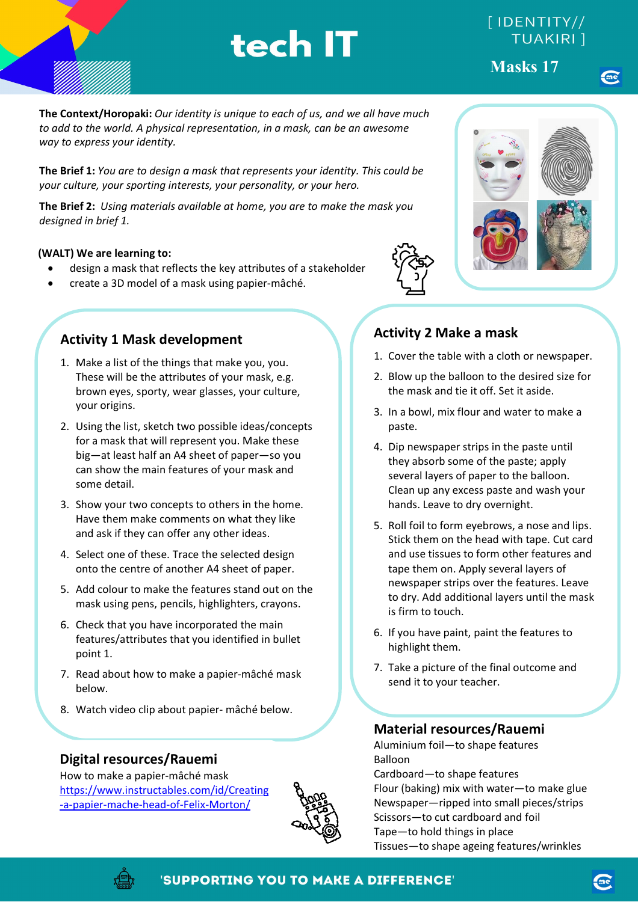# tech IT

[ IDENTITY// TUAKIRI ]

**Masks 17**

**The Context/Horopaki:** *Our identity is unique to each of us, and we all have much to add to the world. A physical representation, in a mask, can be an awesome way to express your identity.*

**The Brief 1:** *You are to design a mask that represents your identity. This could be your culture, your sporting interests, your personality, or your hero.*

**The Brief 2:** *Using materials available at home, you are to make the mask you designed in brief 1.*

**(WALT) We are learning to:**

- design a mask that reflects the key attributes of a stakeholder
- create a 3D model of a mask using papier-mâché.

## Activity 1 Mask development

1. Make a list of the things that make you, you. These will be the attributes of your mask, e.g. brown eyes, sporty, wear glasses, your culture, your origins.
2. Using the list, sketch two possible ideas/concepts for a mask that will represent you. Make these big—at least half an A4 sheet of paper—so you can show the main features of your mask and some detail.
3. Show your two concepts to others in the home. Have them make comments on what they like and ask if they can offer any other ideas.
4. Select one of these. Trace the selected design onto the centre of another A4 sheet of paper.
5. Add colour to make the features stand out on the mask using pens, pencils, highlighters, crayons.
6. Check that you have incorporated the main features/attributes that you identified in bullet point 1.
7. Read about how to make a papier-mâché mask below.
8. Watch video clip about papier- mâché below.

## Activity 2 Make a mask

1. Cover the table with a cloth or newspaper.
2. Blow up the balloon to the desired size for the mask and tie it off. Set it aside.
3. In a bowl, mix flour and water to make a paste.
4. Dip newspaper strips in the paste until they absorb some of the paste; apply several layers of paper to the balloon. Clean up any excess paste and wash your hands. Leave to dry overnight.
5. Roll foil to form eyebrows, a nose and lips. Stick them on the head with tape. Cut card and use tissues to form other features and tape them on. Apply several layers of newspaper strips over the features. Leave to dry. Add additional layers until the mask is firm to touch.
6. If you have paint, paint the features to highlight them.
7. Take a picture of the final outcome and send it to your teacher.

## Digital resources/Rauemi

How to make a papier-mâché mask
[https://www.instructables.com/id/Creating-a-papier-mache-head-of-Felix-Morton/](https://www.instructables.com/id/Creating-a-papier-mache-head-of-Felix-Morton/)

## Material resources/Rauemi

Aluminium foil—to shape features
Balloon
Cardboard—to shape features
Flour (baking) mix with water—to make glue
Newspaper—ripped into small pieces/strips
Scissors—to cut cardboard and foil
Tape—to hold things in place
Tissues—to shape ageing features/wrinkles

'SUPPORTING YOU TO MAKE A DIFFERENCE'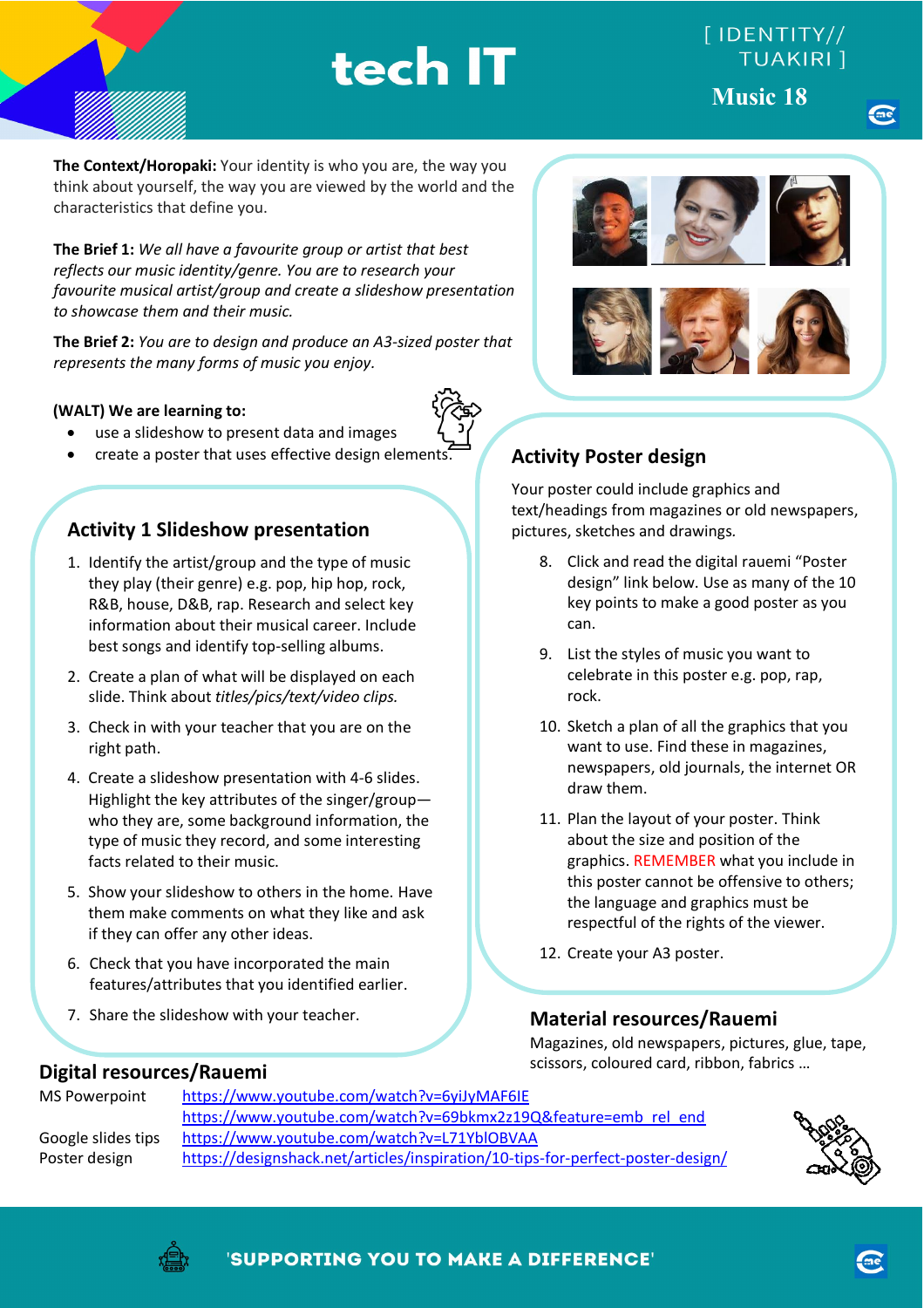# tech IT

[ IDENTITY// TUAKIRI ]

**Music 18**

**The Context/Horopaki:** Your identity is who you are, the way you think about yourself, the way you are viewed by the world and the characteristics that define you.

**The Brief 1:** *We all have a favourite group or artist that best reflects our music identity/genre. You are to research your favourite musical artist/group and create a slideshow presentation to showcase them and their music.*

**The Brief 2:** *You are to design and produce an A3-sized poster that represents the many forms of music you enjoy.*

**(WALT) We are learning to:**

- use a slideshow to present data and images
- create a poster that uses effective design elements.

## Activity 1 Slideshow presentation

1. Identify the artist/group and the type of music they play (their genre) e.g. pop, hip hop, rock, R&B, house, D&B, rap. Research and select key information about their musical career. Include best songs and identify top-selling albums.
2. Create a plan of what will be displayed on each slide. Think about *titles/pics/text/video clips.*
3. Check in with your teacher that you are on the right path.
4. Create a slideshow presentation with 4-6 slides. Highlight the key attributes of the singer/group—who they are, some background information, the type of music they record, and some interesting facts related to their music.
5. Show your slideshow to others in the home. Have them make comments on what they like and ask if they can offer any other ideas.
6. Check that you have incorporated the main features/attributes that you identified earlier.
7. Share the slideshow with your teacher.

## Activity Poster design

Your poster could include graphics and text/headings from magazines or old newspapers, pictures, sketches and drawings.

8. Click and read the digital rauemi "Poster design" link below. Use as many of the 10 key points to make a good poster as you can.
9. List the styles of music you want to celebrate in this poster e.g. pop, rap, rock.
10. Sketch a plan of all the graphics that you want to use. Find these in magazines, newspapers, old journals, the internet OR draw them.
11. Plan the layout of your poster. Think about the size and position of the graphics. REMEMBER what you include in this poster cannot be offensive to others; the language and graphics must be respectful of the rights of the viewer.
12. Create your A3 poster.

## Material resources/Rauemi

Magazines, old newspapers, pictures, glue, tape, scissors, coloured card, ribbon, fabrics …

## Digital resources/Rauemi

| | |
|---|---|
| MS Powerpoint | https://www.youtube.com/watch?v=6yiJyMAF6IE |
| | https://www.youtube.com/watch?v=69bkmx2z19Q&feature=emb_rel_end |
| Google slides tips | https://www.youtube.com/watch?v=L71YblOBVAA |
| Poster design | https://designshack.net/articles/inspiration/10-tips-for-perfect-poster-design/ |

'SUPPORTING YOU TO MAKE A DIFFERENCE'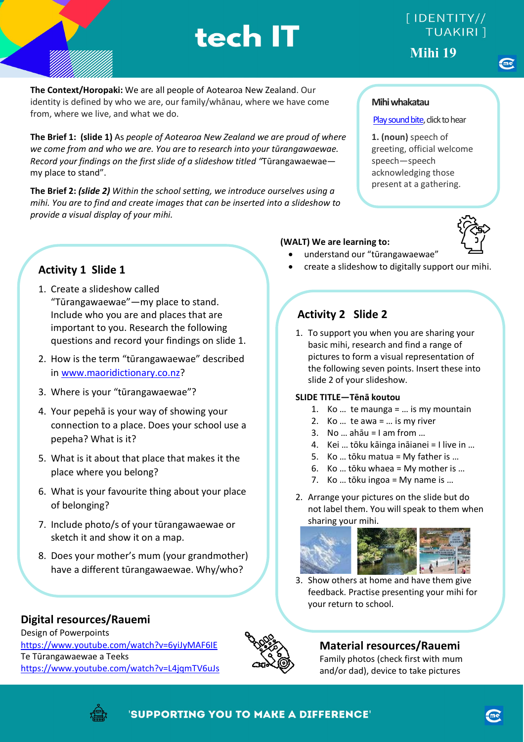# tech IT

[ IDENTITY// TUAKIRI ]

**Mihi 19**

**The Context/Horopaki:** We are all people of Aotearoa New Zealand. Our identity is defined by who we are, our family/whānau, where we have come from, where we live, and what we do.

**The Brief 1: (slide 1)** As *people of Aotearoa New Zealand we are proud of where we come from and who we are. You are to research into your tūrangawaewae. Record your findings on the first slide of a slideshow titled "*Tūrangawaewae—my place to stand".

**The Brief 2:** ***(slide 2)*** *Within the school setting, we introduce ourselves using a mihi. You are to find and create images that can be inserted into a slideshow to provide a visual display of your mihi.*

**Mihi whakatau**

Play sound bite, click to hear

**1. (noun)** speech of greeting, official welcome speech—speech acknowledging those present at a gathering.

**(WALT) We are learning to:**

- understand our "tūrangawaewae"
- create a slideshow to digitally support our mihi.

## Activity 1 Slide 1

1. Create a slideshow called "Tūrangawaewae"—my place to stand. Include who you are and places that are important to you. Research the following questions and record your findings on slide 1.
2. How is the term "tūrangawaewae" described in www.maoridictionary.co.nz?
3. Where is your "tūrangawaewae"?
4. Your pepehā is your way of showing your connection to a place. Does your school use a pepeha? What is it?
5. What is it about that place that makes it the place where you belong?
6. What is your favourite thing about your place of belonging?
7. Include photo/s of your tūrangawaewae or sketch it and show it on a map.
8. Does your mother's mum (your grandmother) have a different tūrangawaewae. Why/who?

## Activity 2 Slide 2

1. To support you when you are sharing your basic mihi, research and find a range of pictures to form a visual representation of the following seven points. Insert these into slide 2 of your slideshow.

**SLIDE TITLE—Tēnā koutou**

1. Ko … te maunga = … is my mountain
2. Ko … te awa = … is my river
3. No … ahāu = I am from …
4. Kei … tōku kāinga ināianei = I live in …
5. Ko … tōku matua = My father is …
6. Ko … tōku whaea = My mother is …
7. Ko … tōku ingoa = My name is …

2. Arrange your pictures on the slide but do not label them. You will speak to them when sharing your mihi.
3. Show others at home and have them give feedback. Practise presenting your mihi for your return to school.

## Digital resources/Rauemi

Design of Powerpoints
https://www.youtube.com/watch?v=6yiJyMAF6IE
Te Tūrangawaewae a Teeks
https://www.youtube.com/watch?v=L4jqmTV6uJs

## Material resources/Rauemi

Family photos (check first with mum and/or dad), device to take pictures

'SUPPORTING YOU TO MAKE A DIFFERENCE'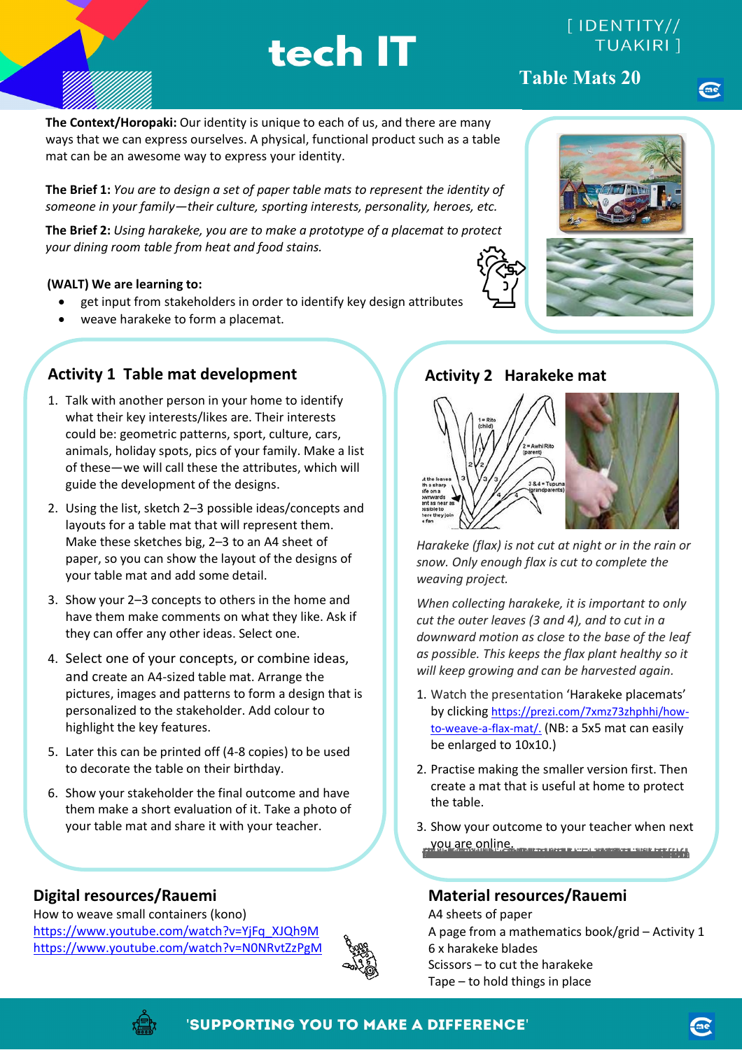# tech IT

[ IDENTITY// TUAKIRI ]

**Table Mats 20**

**The Context/Horopaki:** Our identity is unique to each of us, and there are many ways that we can express ourselves. A physical, functional product such as a table mat can be an awesome way to express your identity.

**The Brief 1:** *You are to design a set of paper table mats to represent the identity of someone in your family—their culture, sporting interests, personality, heroes, etc.*

**The Brief 2:** *Using harakeke, you are to make a prototype of a placemat to protect your dining room table from heat and food stains.*

**(WALT) We are learning to:**

- get input from stakeholders in order to identify key design attributes
- weave harakeke to form a placemat.

## Activity 1 Table mat development

1. Talk with another person in your home to identify what their key interests/likes are. Their interests could be: geometric patterns, sport, culture, cars, animals, holiday spots, pics of your family. Make a list of these—we will call these the attributes, which will guide the development of the designs.
2. Using the list, sketch 2–3 possible ideas/concepts and layouts for a table mat that will represent them. Make these sketches big, 2–3 to an A4 sheet of paper, so you can show the layout of the designs of your table mat and add some detail.
3. Show your 2–3 concepts to others in the home and have them make comments on what they like. Ask if they can offer any other ideas. Select one.
4. Select one of your concepts, or combine ideas, and create an A4-sized table mat. Arrange the pictures, images and patterns to form a design that is personalized to the stakeholder. Add colour to highlight the key features.
5. Later this can be printed off (4-8 copies) to be used to decorate the table on their birthday.
6. Show your stakeholder the final outcome and have them make a short evaluation of it. Take a photo of your table mat and share it with your teacher.

## Activity 2 Harakeke mat

1 = Rito (child)
2 = Awhi Rito (parent)
3 & 4 = Tupuna (grandparents)

*Harakeke (flax) is not cut at night or in the rain or snow. Only enough flax is cut to complete the weaving project.*

*When collecting harakeke, it is important to only cut the outer leaves (3 and 4), and to cut in a downward motion as close to the base of the leaf as possible. This keeps the flax plant healthy so it will keep growing and can be harvested again.*

1. Watch the presentation 'Harakeke placemats' by clicking https://prezi.com/7xmz73zhphhi/how-to-weave-a-flax-mat/. (NB: a 5x5 mat can easily be enlarged to 10x10.)
2. Practise making the smaller version first. Then create a mat that is useful at home to protect the table.
3. Show your outcome to your teacher when next you are online.

## Digital resources/Rauemi

How to weave small containers (kono)
https://www.youtube.com/watch?v=YjFq_XJQh9M
https://www.youtube.com/watch?v=N0NRvtZzPgM

## Material resources/Rauemi

A4 sheets of paper
A page from a mathematics book/grid – Activity 1
6 x harakeke blades
Scissors – to cut the harakeke
Tape – to hold things in place

'SUPPORTING YOU TO MAKE A DIFFERENCE'